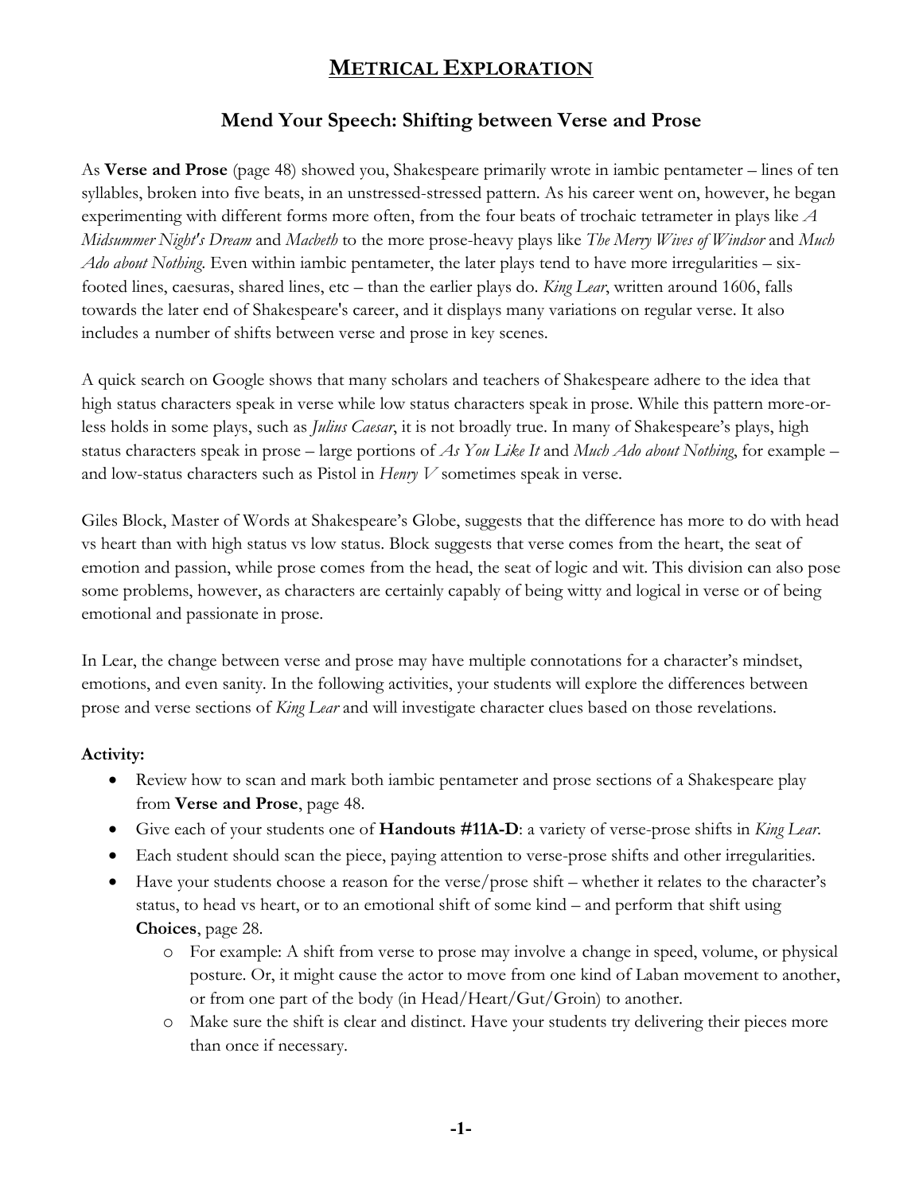# METRICAL EXPLORATION

## Mend Your Speech: Shifting between Verse and Prose

As **Verse and Prose** (page 48) showed you, Shakespeare primarily wrote in iambic pentameter – lines of ten syllables, broken into five beats, in an unstressed-stressed pattern. As his career went on, however, he began experimenting with different forms more often, from the four beats of trochaic tetrameter in plays like *A Midsummer Night's Dream* and *Macbeth* to the more prose-heavy plays like *The Merry Wives of Windsor* and *Much Ado about Nothing.* Even within iambic pentameter, the later plays tend to have more irregularities – six-footed lines, caesuras, shared lines, etc – than the earlier plays do. *King Lear*, written around 1606, falls towards the later end of Shakespeare's career, and it displays many variations on regular verse. It also includes a number of shifts between verse and prose in key scenes.

A quick search on Google shows that many scholars and teachers of Shakespeare adhere to the idea that high status characters speak in verse while low status characters speak in prose. While this pattern more-or-less holds in some plays, such as *Julius Caesar*, it is not broadly true. In many of Shakespeare's plays, high status characters speak in prose – large portions of *As You Like It* and *Much Ado about Nothing*, for example – and low-status characters such as Pistol in *Henry V* sometimes speak in verse.

Giles Block, Master of Words at Shakespeare's Globe, suggests that the difference has more to do with head vs heart than with high status vs low status. Block suggests that verse comes from the heart, the seat of emotion and passion, while prose comes from the head, the seat of logic and wit. This division can also pose some problems, however, as characters are certainly capably of being witty and logical in verse or of being emotional and passionate in prose.

In Lear, the change between verse and prose may have multiple connotations for a character's mindset, emotions, and even sanity. In the following activities, your students will explore the differences between prose and verse sections of *King Lear* and will investigate character clues based on those revelations.

**Activity:**

- Review how to scan and mark both iambic pentameter and prose sections of a Shakespeare play from **Verse and Prose**, page 48.
- Give each of your students one of **Handouts #11A-D**: a variety of verse-prose shifts in *King Lear*.
- Each student should scan the piece, paying attention to verse-prose shifts and other irregularities.
- Have your students choose a reason for the verse/prose shift – whether it relates to the character's status, to head vs heart, or to an emotional shift of some kind – and perform that shift using **Choices**, page 28.
  - For example: A shift from verse to prose may involve a change in speed, volume, or physical posture. Or, it might cause the actor to move from one kind of Laban movement to another, or from one part of the body (in Head/Heart/Gut/Groin) to another.
  - Make sure the shift is clear and distinct. Have your students try delivering their pieces more than once if necessary.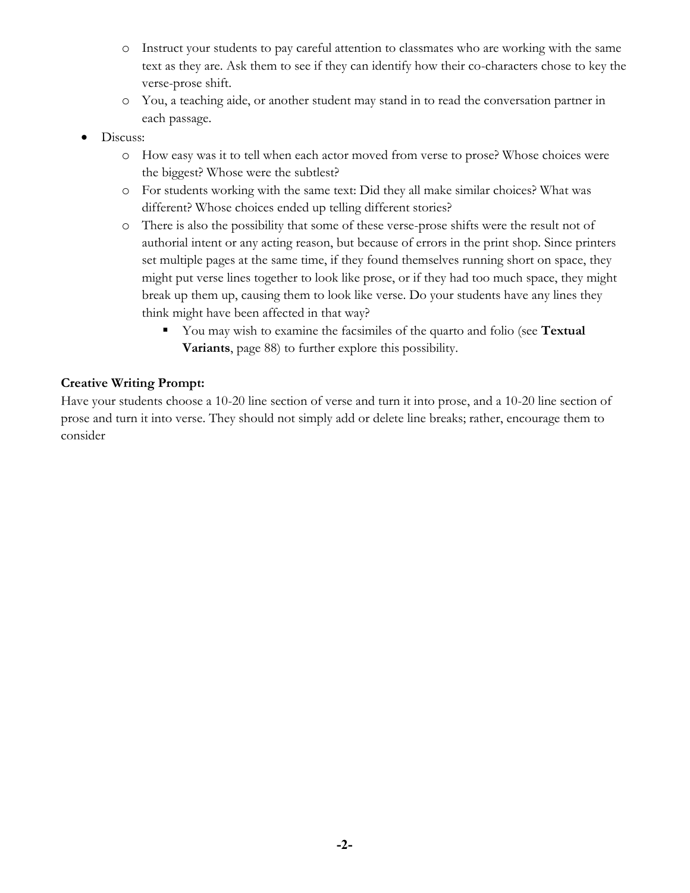- Instruct your students to pay careful attention to classmates who are working with the same text as they are. Ask them to see if they can identify how their co-characters chose to key the verse-prose shift.
   - You, a teaching aide, or another student may stand in to read the conversation partner in each passage.
- Discuss:
   - How easy was it to tell when each actor moved from verse to prose? Whose choices were the biggest? Whose were the subtlest?
   - For students working with the same text: Did they all make similar choices? What was different? Whose choices ended up telling different stories?
   - There is also the possibility that some of these verse-prose shifts were the result not of authorial intent or any acting reason, but because of errors in the print shop. Since printers set multiple pages at the same time, if they found themselves running short on space, they might put verse lines together to look like prose, or if they had too much space, they might break up them up, causing them to look like verse. Do your students have any lines they think might have been affected in that way?
      - You may wish to examine the facsimiles of the quarto and folio (see **Textual Variants**, page 88) to further explore this possibility.

**Creative Writing Prompt:**

Have your students choose a 10-20 line section of verse and turn it into prose, and a 10-20 line section of prose and turn it into verse. They should not simply add or delete line breaks; rather, encourage them to consider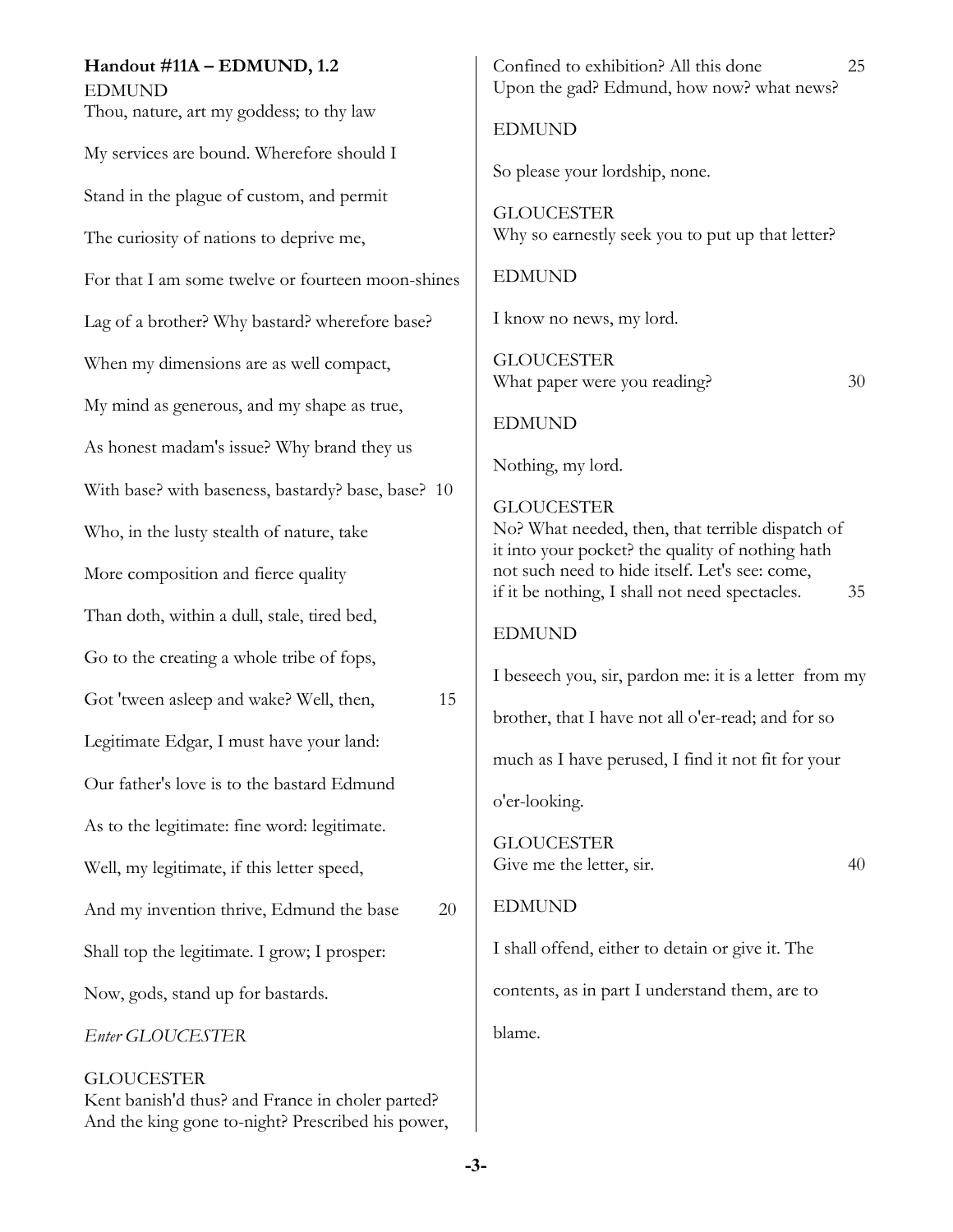**Handout #11A – EDMUND, 1.2**

EDMUND
Thou, nature, art my goddess; to thy law
My services are bound. Wherefore should I
Stand in the plague of custom, and permit
The curiosity of nations to deprive me,
For that I am some twelve or fourteen moon-shines
Lag of a brother? Why bastard? wherefore base?
When my dimensions are as well compact,
My mind as generous, and my shape as true,
As honest madam's issue? Why brand they us
With base? with baseness, bastardy? base, base? 10
Who, in the lusty stealth of nature, take
More composition and fierce quality
Than doth, within a dull, stale, tired bed,
Go to the creating a whole tribe of fops,
Got 'tween asleep and wake? Well, then, 15
Legitimate Edgar, I must have your land:
Our father's love is to the bastard Edmund
As to the legitimate: fine word: legitimate.
Well, my legitimate, if this letter speed,
And my invention thrive, Edmund the base 20
Shall top the legitimate. I grow; I prosper:
Now, gods, stand up for bastards.

*Enter GLOUCESTER*

GLOUCESTER
Kent banish'd thus? and France in choler parted?
And the king gone to-night? Prescribed his power,
Confined to exhibition? All this done 25
Upon the gad? Edmund, how now? what news?

EDMUND
So please your lordship, none.

GLOUCESTER
Why so earnestly seek you to put up that letter?

EDMUND
I know no news, my lord.

GLOUCESTER
What paper were you reading? 30

EDMUND
Nothing, my lord.

GLOUCESTER
No? What needed, then, that terrible dispatch of it into your pocket? the quality of nothing hath not such need to hide itself. Let's see: come, if it be nothing, I shall not need spectacles. 35

EDMUND
I beseech you, sir, pardon me: it is a letter from my brother, that I have not all o'er-read; and for so much as I have perused, I find it not fit for your o'er-looking.

GLOUCESTER
Give me the letter, sir. 40

EDMUND
I shall offend, either to detain or give it. The contents, as in part I understand them, are to blame.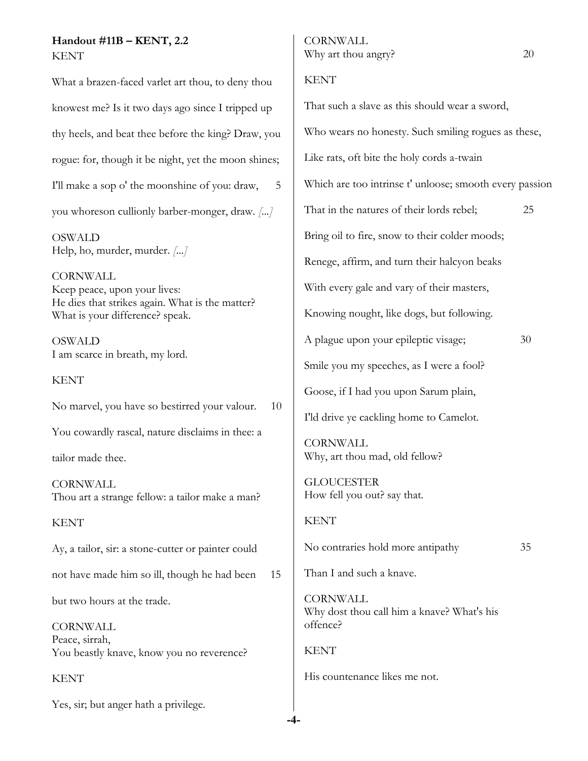**Handout #11B – KENT, 2.2**

KENT

What a brazen-faced varlet art thou, to deny thou

knowest me? Is it two days ago since I tripped up

thy heels, and beat thee before the king? Draw, you

rogue: for, though it be night, yet the moon shines;

I'll make a sop o' the moonshine of you: draw, 5

you whoreson cullionly barber-monger, draw. *[...]*

OSWALD
Help, ho, murder, murder. *[...]*

CORNWALL
Keep peace, upon your lives:
He dies that strikes again. What is the matter?
What is your difference? speak.

OSWALD
I am scarce in breath, my lord.

KENT

No marvel, you have so bestirred your valour. 10

You cowardly rascal, nature disclaims in thee: a

tailor made thee.

CORNWALL
Thou art a strange fellow: a tailor make a man?

KENT

Ay, a tailor, sir: a stone-cutter or painter could

not have made him so ill, though he had been 15

but two hours at the trade.

CORNWALL
Peace, sirrah,
You beastly knave, know you no reverence?

KENT

Yes, sir; but anger hath a privilege.

CORNWALL
Why art thou angry? 20

KENT

That such a slave as this should wear a sword,

Who wears no honesty. Such smiling rogues as these,

Like rats, oft bite the holy cords a-twain

Which are too intrinse t' unloose; smooth every passion

That in the natures of their lords rebel; 25

Bring oil to fire, snow to their colder moods;

Renege, affirm, and turn their halcyon beaks

With every gale and vary of their masters,

Knowing nought, like dogs, but following.

A plague upon your epileptic visage; 30

Smile you my speeches, as I were a fool?

Goose, if I had you upon Sarum plain,

I'ld drive ye cackling home to Camelot.

CORNWALL
Why, art thou mad, old fellow?

GLOUCESTER
How fell you out? say that.

KENT

No contraries hold more antipathy 35

Than I and such a knave.

CORNWALL
Why dost thou call him a knave? What's his offence?

KENT

His countenance likes me not.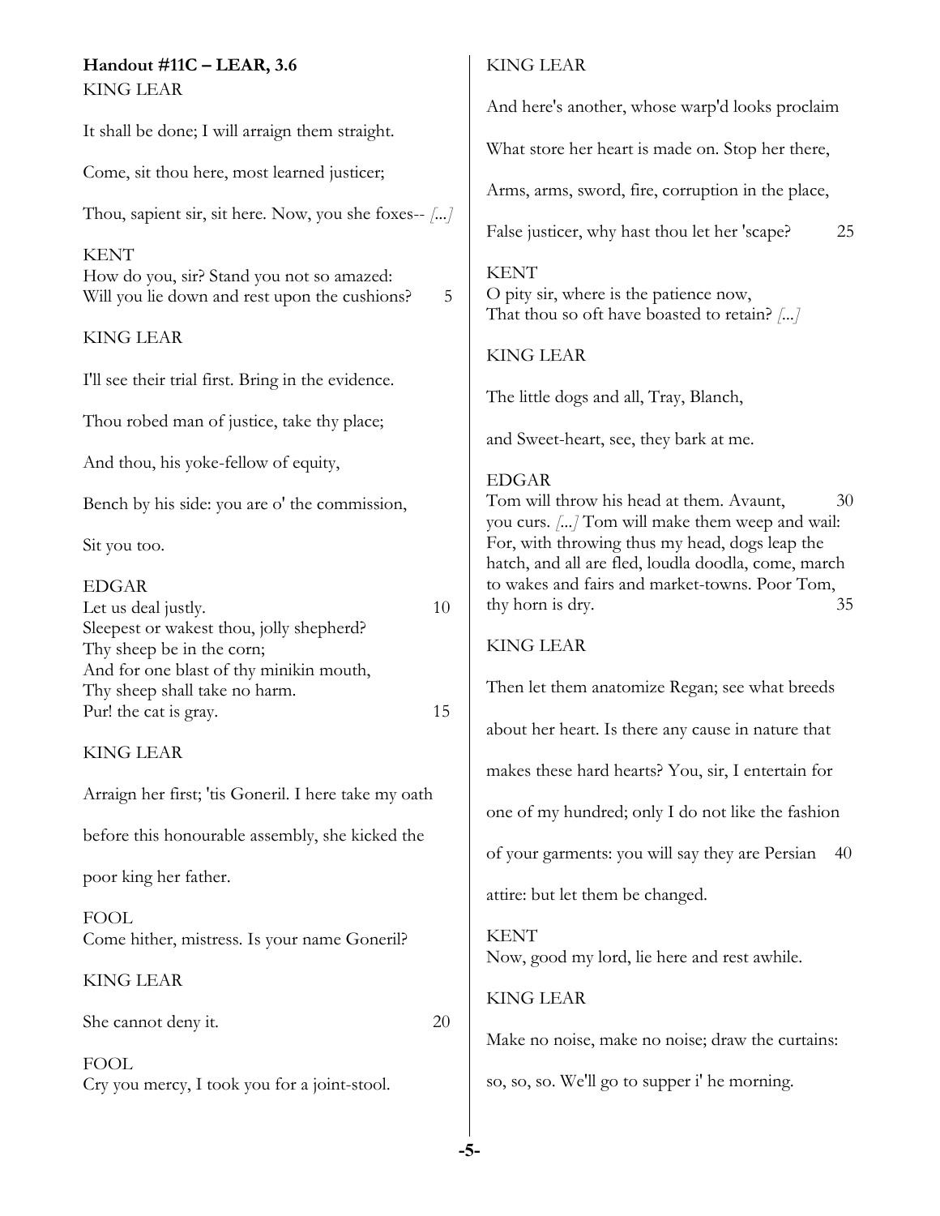**Handout #11C – LEAR, 3.6**

KING LEAR

It shall be done; I will arraign them straight.

Come, sit thou here, most learned justicer;

Thou, sapient sir, sit here. Now, you she foxes-- *[...]*

KENT
How do you, sir? Stand you not so amazed:
Will you lie down and rest upon the cushions? 5

KING LEAR

I'll see their trial first. Bring in the evidence.

Thou robed man of justice, take thy place;

And thou, his yoke-fellow of equity,

Bench by his side: you are o' the commission,

Sit you too.

EDGAR
Let us deal justly. 10
Sleepest or wakest thou, jolly shepherd?
Thy sheep be in the corn;
And for one blast of thy minikin mouth,
Thy sheep shall take no harm.
Pur! the cat is gray. 15

KING LEAR

Arraign her first; 'tis Goneril. I here take my oath

before this honourable assembly, she kicked the

poor king her father.

FOOL
Come hither, mistress. Is your name Goneril?

KING LEAR

She cannot deny it. 20

FOOL
Cry you mercy, I took you for a joint-stool.

KING LEAR

And here's another, whose warp'd looks proclaim

What store her heart is made on. Stop her there,

Arms, arms, sword, fire, corruption in the place,

False justicer, why hast thou let her 'scape? 25

KENT
O pity sir, where is the patience now,
That thou so oft have boasted to retain? *[...]*

KING LEAR

The little dogs and all, Tray, Blanch,

and Sweet-heart, see, they bark at me.

EDGAR
Tom will throw his head at them. Avaunt, 30
you curs. *[...]* Tom will make them weep and wail:
For, with throwing thus my head, dogs leap the
hatch, and all are fled, loudla doodla, come, march
to wakes and fairs and market-towns. Poor Tom,
thy horn is dry. 35

KING LEAR

Then let them anatomize Regan; see what breeds

about her heart. Is there any cause in nature that

makes these hard hearts? You, sir, I entertain for

one of my hundred; only I do not like the fashion

of your garments: you will say they are Persian 40

attire: but let them be changed.

KENT
Now, good my lord, lie here and rest awhile.

KING LEAR

Make no noise, make no noise; draw the curtains:

so, so, so. We'll go to supper i' he morning.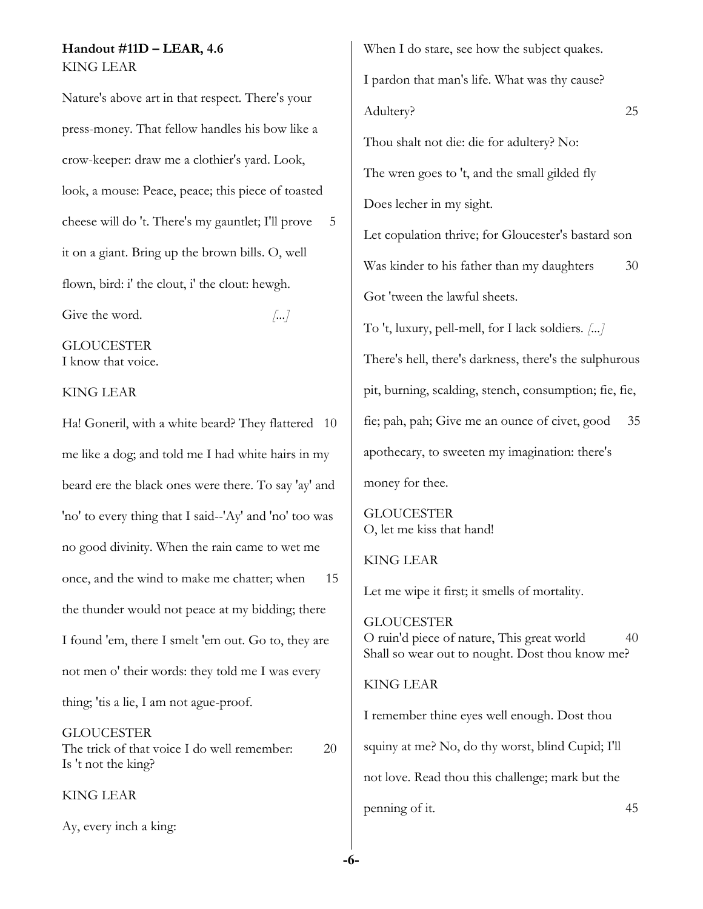**Handout #11D – LEAR, 4.6**

KING LEAR

Nature's above art in that respect. There's your press-money. That fellow handles his bow like a crow-keeper: draw me a clothier's yard. Look, look, a mouse: Peace, peace; this piece of toasted cheese will do 't. There's my gauntlet; I'll prove 5 it on a giant. Bring up the brown bills. O, well flown, bird: i' the clout, i' the clout: hewgh. Give the word. *[...]*

GLOUCESTER
I know that voice.

KING LEAR

Ha! Goneril, with a white beard? They flattered 10 me like a dog; and told me I had white hairs in my beard ere the black ones were there. To say 'ay' and 'no' to every thing that I said--'Ay' and 'no' too was no good divinity. When the rain came to wet me once, and the wind to make me chatter; when 15 the thunder would not peace at my bidding; there I found 'em, there I smelt 'em out. Go to, they are not men o' their words: they told me I was every thing; 'tis a lie, I am not ague-proof.

GLOUCESTER
The trick of that voice I do well remember: 20
Is 't not the king?

KING LEAR

Ay, every inch a king:
When I do stare, see how the subject quakes.
I pardon that man's life. What was thy cause?
Adultery? 25
Thou shalt not die: die for adultery? No:
The wren goes to 't, and the small gilded fly
Does lecher in my sight.
Let copulation thrive; for Gloucester's bastard son
Was kinder to his father than my daughters 30
Got 'tween the lawful sheets.
To 't, luxury, pell-mell, for I lack soldiers. *[...]*
There's hell, there's darkness, there's the sulphurous pit, burning, scalding, stench, consumption; fie, fie, fie; pah, pah; Give me an ounce of civet, good 35 apothecary, to sweeten my imagination: there's money for thee.

GLOUCESTER
O, let me kiss that hand!

KING LEAR

Let me wipe it first; it smells of mortality.

GLOUCESTER
O ruin'd piece of nature, This great world 40
Shall so wear out to nought. Dost thou know me?

KING LEAR

I remember thine eyes well enough. Dost thou squiny at me? No, do thy worst, blind Cupid; I'll not love. Read thou this challenge; mark but the penning of it. 45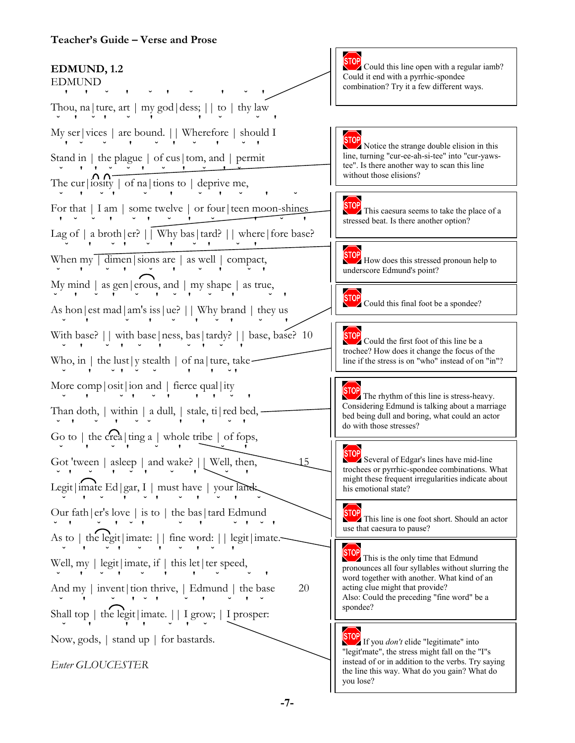**Teacher's Guide – Verse and Prose**

**EDMUND, 1.2**

EDMUND

Thou, na | ture, art | my god | dess; | | to | thy law

My ser | vices | are bound. | | Wherefore | should I

Stand in | the plague | of cus | tom, and | permit

The cur | iosity | of na | tions to | deprive me,

For that | I am | some twelve | or four | teen moon-shines

Lag of | a broth | er? | | Why bas | tard? | | where | fore base?

When my | dimen | sions are | as well | compact,

My mind | as gen | erous, and | my shape | as true,

As hon | est mad | am's iss | ue? | | Why brand | they us

With base? | | with base | ness, bas | tardy? | | base, base? 10

Who, in | the lust | y stealth | of na | ture, take

More comp | osit | ion and | fierce qual | ity

Than doth, | within | a dull, | stale, ti | red bed,

Go to | the crea | ting a | whole tribe | of fops,

Got 'tween | asleep | and wake? | | Well, then, 15

Legit | imate Ed | gar, I | must have | your land:

Our fath | er's love | is to | the bas | tard Edmund

As to | the legit | imate: | | fine word: | | legit | imate.

Well, my | legit | imate, if | this let | ter speed,

And my | invent | tion thrive, | Edmund | the base 20

Shall top | the legit | imate. | | I grow; | I prosper:

Now, gods, | stand up | for bastards.

*Enter GLOUCESTER*

---

STOP Could this line open with a regular iamb? Could it end with a pyrrhic-spondee combination? Try it a few different ways.

STOP Notice the strange double elision in this line, turning "cur-ee-ah-si-tee" into "cur-yaws-tee". Is there another way to scan this line without those elisions?

STOP This caesura seems to take the place of a stressed beat. Is there another option?

STOP How does this stressed pronoun help to underscore Edmund's point?

STOP Could this final foot be a spondee?

STOP Could the first foot of this line be a trochee? How does it change the focus of the line if the stress is on "who" instead of on "in"?

STOP The rhythm of this line is stress-heavy. Considering Edmund is talking about a marriage bed being dull and boring, what could an actor do with those stresses?

STOP Several of Edgar's lines have mid-line trochees or pyrrhic-spondee combinations. What might these frequent irregularities indicate about his emotional state?

STOP This line is one foot short. Should an actor use that caesura to pause?

STOP This is the only time that Edmund pronounces all four syllables without slurring the word together with another. What kind of an acting clue might that provide?
Also: Could the preceding "fine word" be a spondee?

STOP If you *don't* elide "legitimate" into "legit'mate", the stress might fall on the "I"s instead of or in addition to the verbs. Try saying the line this way. What do you gain? What do you lose?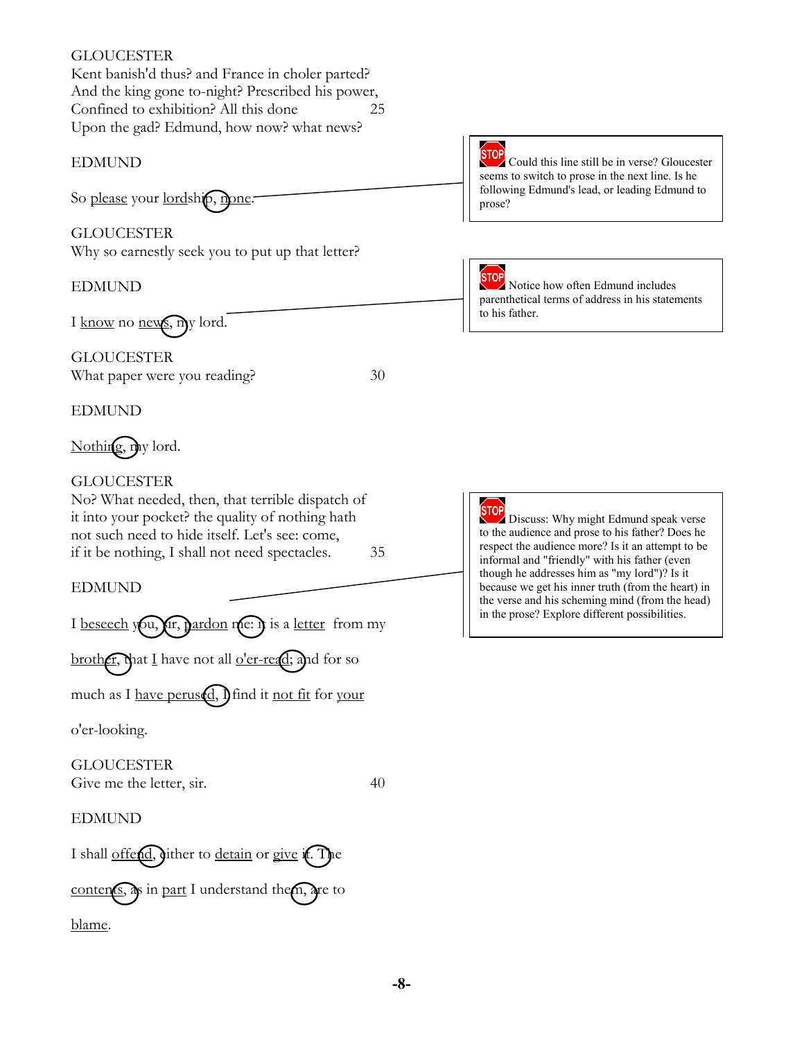GLOUCESTER
Kent banish'd thus? and France in choler parted?
And the king gone to-night? Prescribed his power,
Confined to exhibition? All this done 25
Upon the gad? Edmund, how now? what news?

EDMUND

So please your lordship, none.

> STOP Could this line still be in verse? Gloucester seems to switch to prose in the next line. Is he following Edmund's lead, or leading Edmund to prose?

GLOUCESTER
Why so earnestly seek you to put up that letter?

EDMUND

I know no news, my lord.

> STOP Notice how often Edmund includes parenthetical terms of address in his statements to his father.

GLOUCESTER
What paper were you reading? 30

EDMUND

Nothing, my lord.

GLOUCESTER
No? What needed, then, that terrible dispatch of
it into your pocket? the quality of nothing hath
not such need to hide itself. Let's see: come,
if it be nothing, I shall not need spectacles. 35

EDMUND

I beseech you, sir, pardon me: it is a letter from my

brother, that I have not all o'er-read; and for so

much as I have perused, I find it not fit for your

o'er-looking.

> STOP Discuss: Why might Edmund speak verse to the audience and prose to his father? Does he respect the audience more? Is it an attempt to be informal and "friendly" with his father (even though he addresses him as "my lord")? Is it because we get his inner truth (from the heart) in the verse and his scheming mind (from the head) in the prose? Explore different possibilities.

GLOUCESTER
Give me the letter, sir. 40

EDMUND

I shall offend, either to detain or give it. The

contents, as in part I understand them, are to

blame.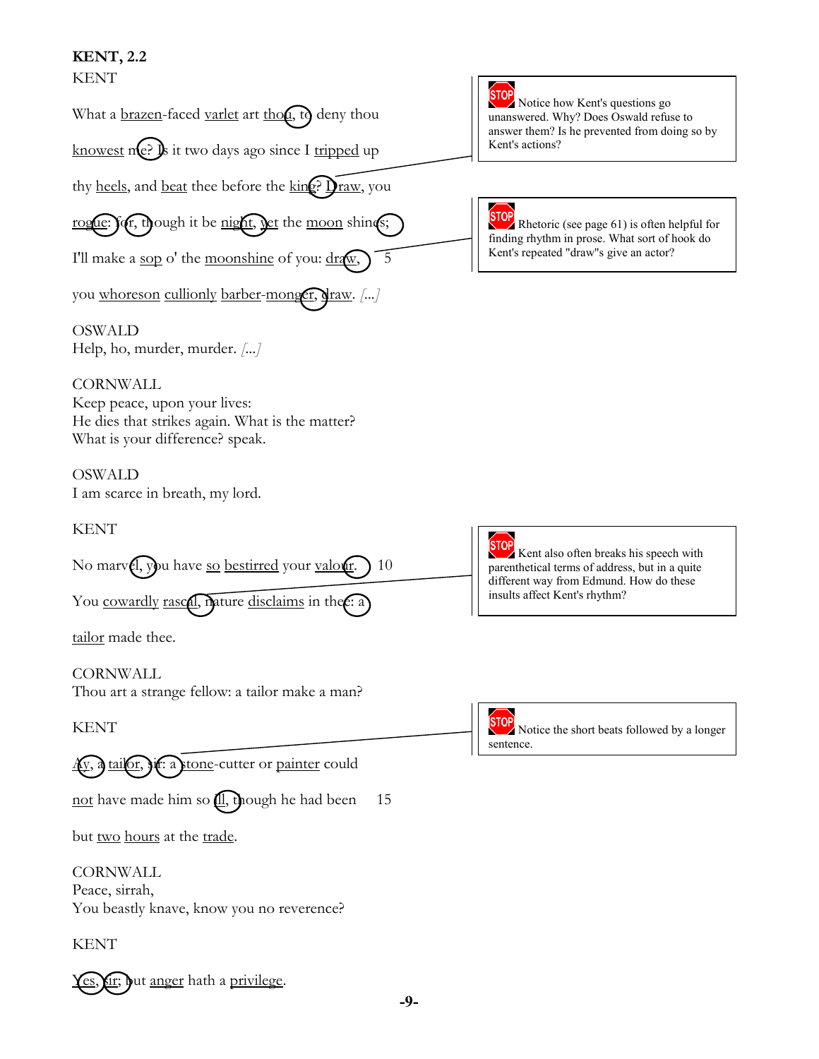**KENT, 2.2**

KENT

What a brazen-faced varlet art thou, to deny thou

knowest me? Is it two days ago since I tripped up

thy heels, and beat thee before the king? Draw, you

rogue: for, though it be night, yet the moon shines;

I'll make a sop o' the moonshine of you: draw, 5

you whoreson cullionly barber-monger, draw. [...]

> STOP Notice how Kent's questions go unanswered. Why? Does Oswald refuse to answer them? Is he prevented from doing so by Kent's actions?

> STOP Rhetoric (see page 61) is often helpful for finding rhythm in prose. What sort of hook do Kent's repeated "draw"s give an actor?

OSWALD
Help, ho, murder, murder. [...]

CORNWALL
Keep peace, upon your lives:
He dies that strikes again. What is the matter?
What is your difference? speak.

OSWALD
I am scarce in breath, my lord.

KENT

No marvel, you have so bestirred your valour. 10

You cowardly rascal, nature disclaims in thee: a

tailor made thee.

> STOP Kent also often breaks his speech with parenthetical terms of address, but in a quite different way from Edmund. How do these insults affect Kent's rhythm?

CORNWALL
Thou art a strange fellow: a tailor make a man?

KENT

Ay, a tailor, sir: a stone-cutter or painter could

not have made him so ill, though he had been 15

but two hours at the trade.

> STOP Notice the short beats followed by a longer sentence.

CORNWALL
Peace, sirrah,
You beastly knave, know you no reverence?

KENT

Yes, sir; but anger hath a privilege.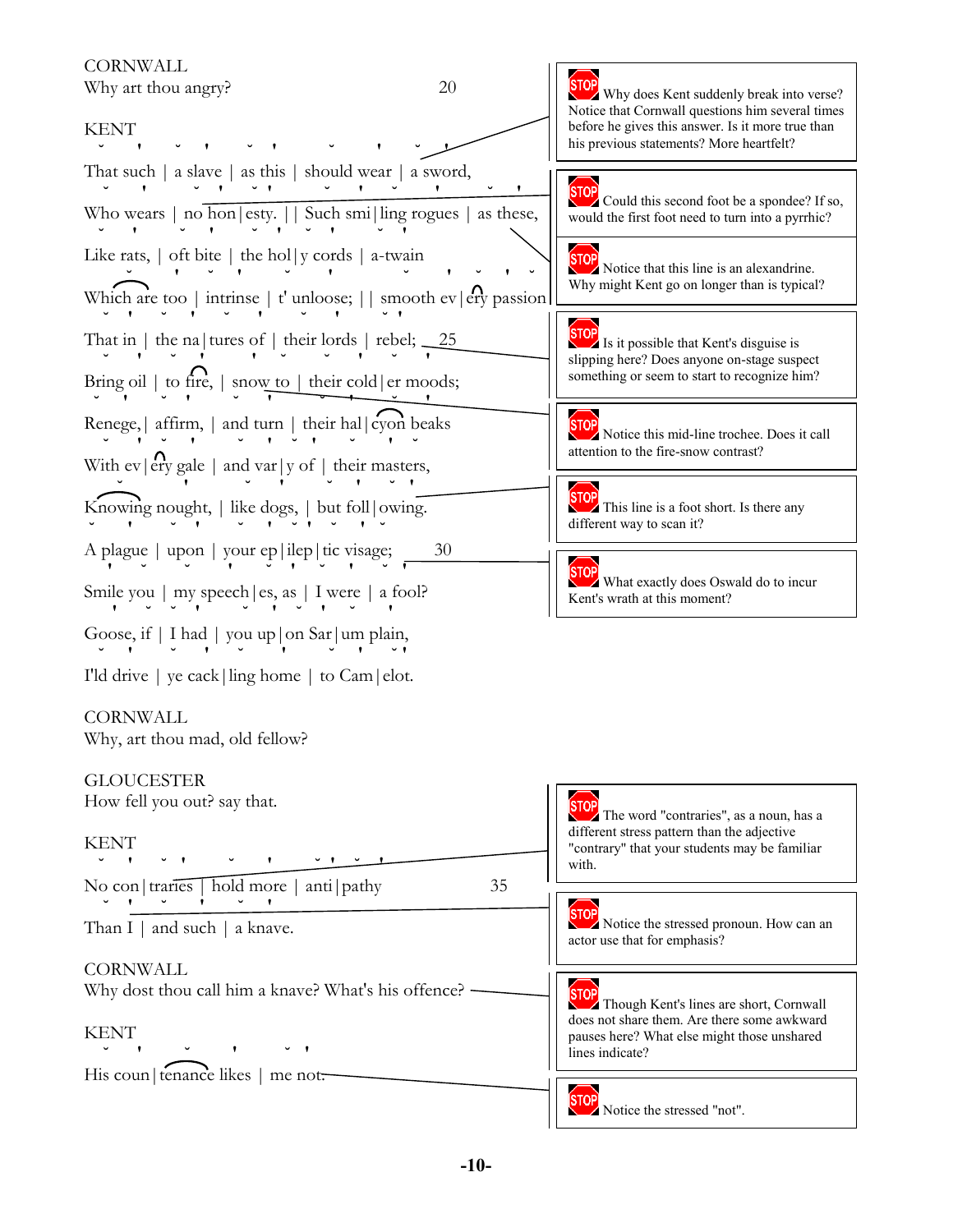CORNWALL
Why art thou angry? 20

KENT
That such | a slave | as this | should wear | a sword,
Who wears | no hon|esty. | | Such smi|ling rogues | as these,
Like rats, | oft bite | the hol|y cords | a-twain
Which are too | intrinse | t' unloose; | | smooth ev|ery passion
That in | the na|tures of | their lords | rebel; 25
Bring oil | to fire, | snow to | their cold|er moods;
Renege,| affirm, | and turn | their hal|cyon beaks
With ev|ery gale | and var|y of | their masters,
Knowing nought, | like dogs, | but foll|owing.
A plague | upon | your ep|ilep|tic visage; 30
Smile you | my speech|es, as | I were | a fool?
Goose, if | I had | you up|on Sar|um plain,
I'ld drive | ye cack|ling home | to Cam|elot.

CORNWALL
Why, art thou mad, old fellow?

GLOUCESTER
How fell you out? say that.

KENT
No con|traries | hold more | anti|pathy 35
Than I | and such | a knave.

CORNWALL
Why dost thou call him a knave? What's his offence?

KENT
His coun|tenance likes | me not.

---

STOP Why does Kent suddenly break into verse? Notice that Cornwall questions him several times before he gives this answer. Is it more true than his previous statements? More heartfelt?

STOP Could this second foot be a spondee? If so, would the first foot need to turn into a pyrrhic?

STOP Notice that this line is an alexandrine. Why might Kent go on longer than is typical?

STOP Is it possible that Kent's disguise is slipping here? Does anyone on-stage suspect something or seem to start to recognize him?

STOP Notice this mid-line trochee. Does it call attention to the fire-snow contrast?

STOP This line is a foot short. Is there any different way to scan it?

STOP What exactly does Oswald do to incur Kent's wrath at this moment?

STOP The word "contraries", as a noun, has a different stress pattern than the adjective "contrary" that your students may be familiar with.

STOP Notice the stressed pronoun. How can an actor use that for emphasis?

STOP Though Kent's lines are short, Cornwall does not share them. Are there some awkward pauses here? What else might those unshared lines indicate?

STOP Notice the stressed "not".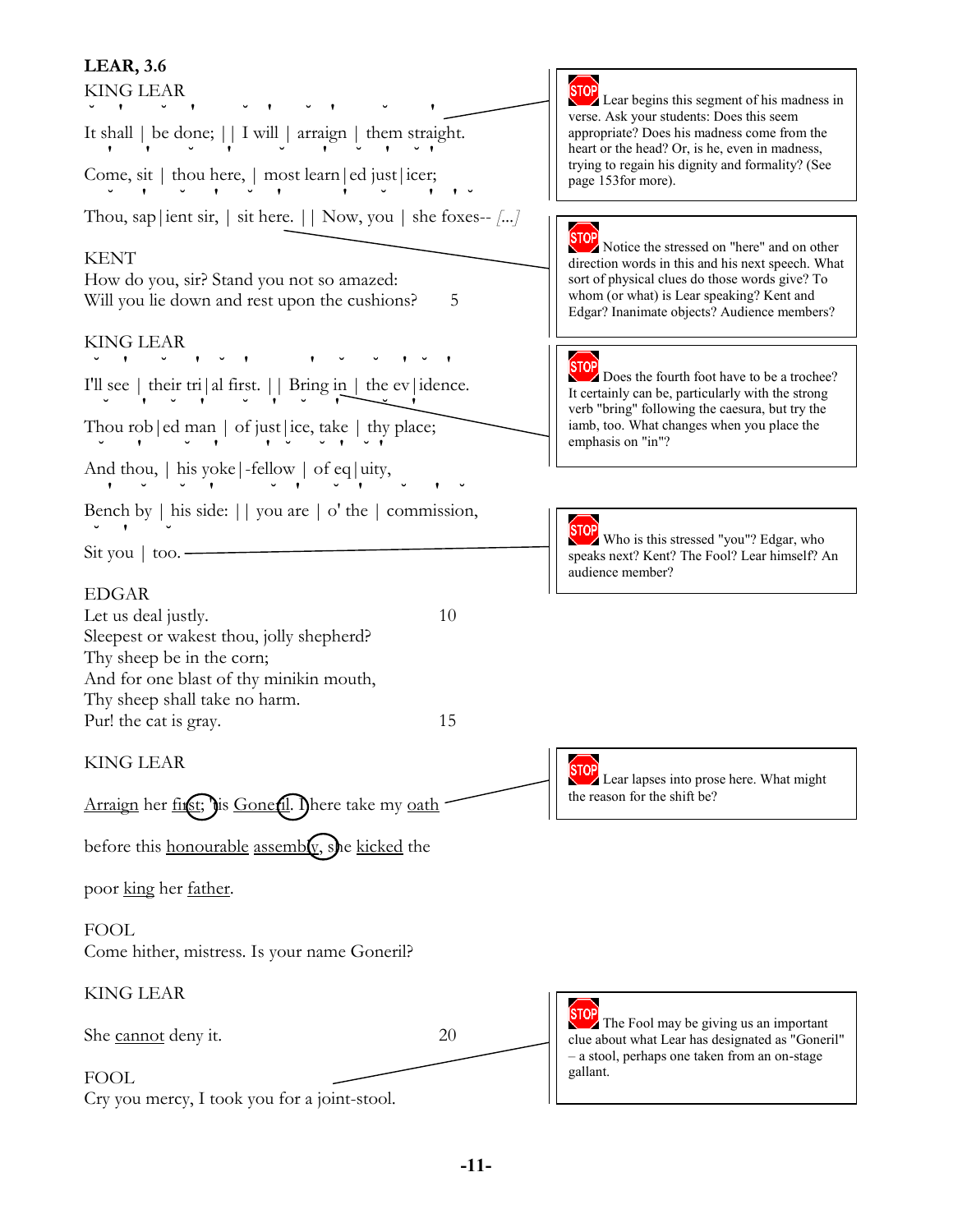**LEAR, 3.6**

KING LEAR

It shall | be done; | | I will | arraign | them straight.

Come, sit | thou here, | most learn|ed just|icer;

Thou, sap|ient sir, | sit here. | | Now, you | she foxes-- *[...]*

> STOP Lear begins this segment of his madness in verse. Ask your students: Does this seem appropriate? Does his madness come from the heart or the head? Or, is he, even in madness, trying to regain his dignity and formality? (See page 153for more).

> STOP Notice the stressed on "here" and on other direction words in this and his next speech. What sort of physical clues do those words give? To whom (or what) is Lear speaking? Kent and Edgar? Inanimate objects? Audience members?

KENT
How do you, sir? Stand you not so amazed:
Will you lie down and rest upon the cushions? 5

KING LEAR

I'll see | their tri|al first. | | Bring in | the ev|idence.

Thou rob|ed man | of just|ice, take | thy place;

And thou, | his yoke|-fellow | of eq|uity,

Bench by | his side: | | you are | o' the | commission,

Sit you | too.

> STOP Does the fourth foot have to be a trochee? It certainly can be, particularly with the strong verb "bring" following the caesura, but try the iamb, too. What changes when you place the emphasis on "in"?

> STOP Who is this stressed "you"? Edgar, who speaks next? Kent? The Fool? Lear himself? An audience member?

EDGAR
Let us deal justly. 10
Sleepest or wakest thou, jolly shepherd?
Thy sheep be in the corn;
And for one blast of thy minikin mouth,
Thy sheep shall take no harm.
Pur! the cat is gray. 15

KING LEAR

Arraign her first; 'tis Goneril. I here take my oath before this honourable assembly, she kicked the poor king her father.

> STOP Lear lapses into prose here. What might the reason for the shift be?

FOOL
Come hither, mistress. Is your name Goneril?

KING LEAR

She cannot deny it. 20

FOOL
Cry you mercy, I took you for a joint-stool.

> STOP The Fool may be giving us an important clue about what Lear has designated as "Goneril" – a stool, perhaps one taken from an on-stage gallant.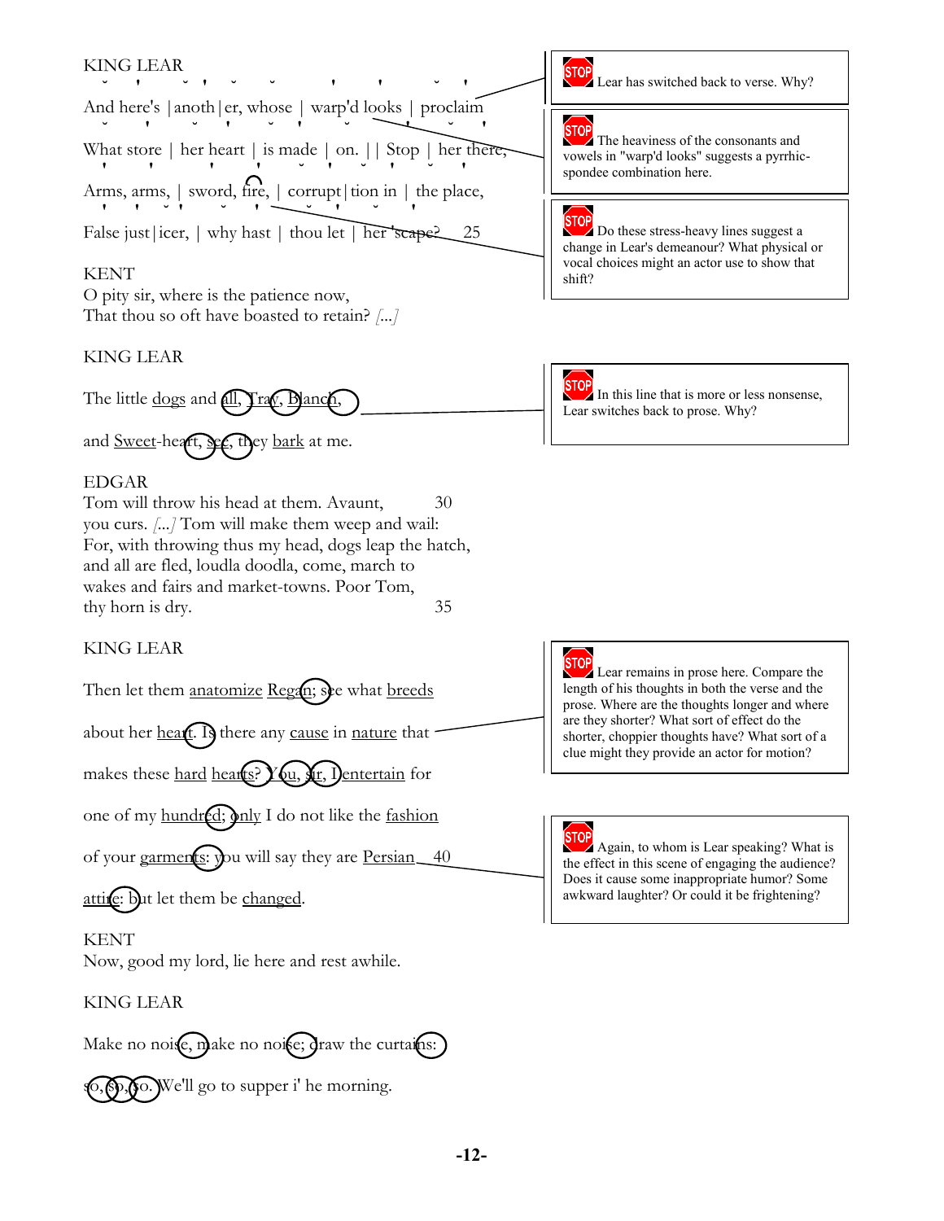KING LEAR

And here's | anoth|er, whose | warp'd looks | proclaim

What store | her heart | is made | on. | | Stop | her there,

Arms, arms, | sword, fire, | corrupt|tion in | the place,

False just|icer, | why hast | thou let | her 'scape? 25

> **STOP** Lear has switched back to verse. Why?

> **STOP** The heaviness of the consonants and vowels in "warp'd looks" suggests a pyrrhic-spondee combination here.

> **STOP** Do these stress-heavy lines suggest a change in Lear's demeanour? What physical or vocal choices might an actor use to show that shift?

KENT
O pity sir, where is the patience now,
That thou so oft have boasted to retain? [...]

KING LEAR

The little dogs and all, Tray, Blanch,

and Sweet-heart, see, they bark at me.

> **STOP** In this line that is more or less nonsense, Lear switches back to prose. Why?

EDGAR
Tom will throw his head at them. Avaunt, 30
you curs. [...] Tom will make them weep and wail:
For, with throwing thus my head, dogs leap the hatch,
and all are fled, loudla doodla, come, march to
wakes and fairs and market-towns. Poor Tom,
thy horn is dry. 35

KING LEAR

Then let them anatomize Regan; see what breeds

about her heart. Is there any cause in nature that

makes these hard hearts? You, sir, I entertain for

one of my hundred; only I do not like the fashion

of your garments: you will say they are Persian 40

attire: but let them be changed.

> **STOP** Lear remains in prose here. Compare the length of his thoughts in both the verse and the prose. Where are the thoughts longer and where are they shorter? What sort of effect do the shorter, choppier thoughts have? What sort of a clue might they provide an actor for motion?

> **STOP** Again, to whom is Lear speaking? What is the effect in this scene of engaging the audience? Does it cause some inappropriate humor? Some awkward laughter? Or could it be frightening?

KENT
Now, good my lord, lie here and rest awhile.

KING LEAR

Make no noise, make no noise; draw the curtains:

so, so, so. We'll go to supper i' he morning.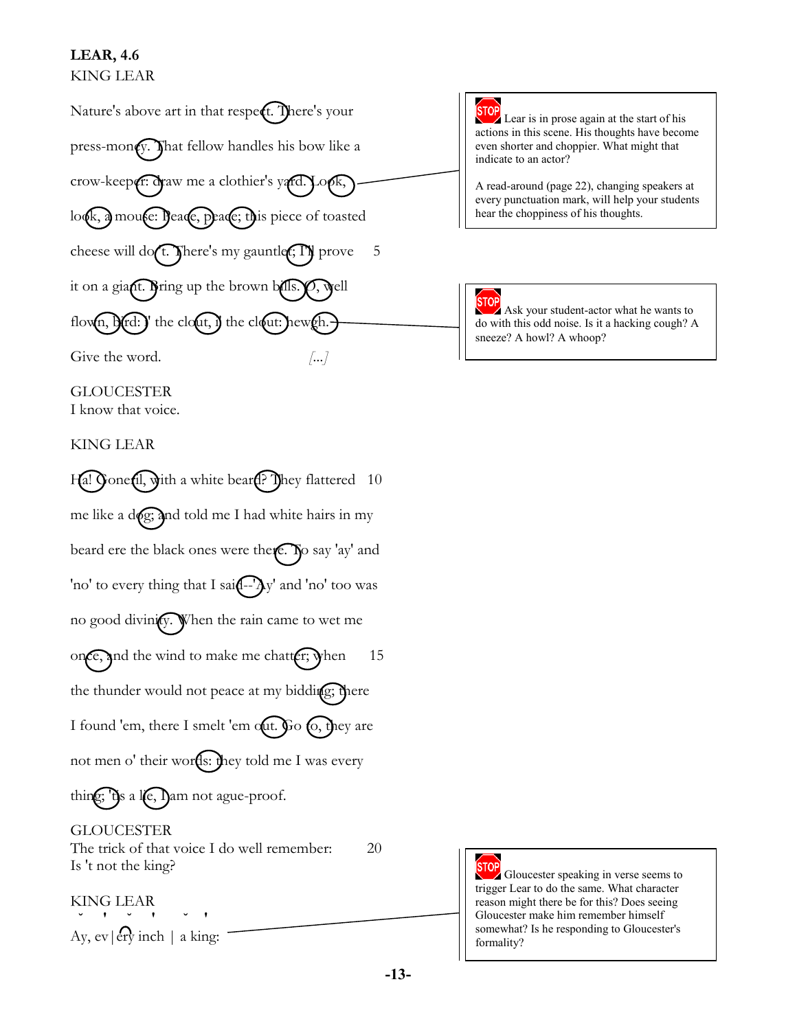**LEAR, 4.6**

KING LEAR

Nature's above art in that respect. There's your

press-money. That fellow handles his bow like a

crow-keeper: draw me a clothier's yard. Look,

look, a mouse: Peace, peace; this piece of toasted

cheese will do't. There's my gauntlet; I'll prove 5

it on a giant. Bring up the brown bills. O, well

flown, bird: i' the clout, i' the clout: hewgh.

Give the word. *[...]*

> STOP Lear is in prose again at the start of his actions in this scene. His thoughts have become even shorter and choppier. What might that indicate to an actor?
>
> A read-around (page 22), changing speakers at every punctuation mark, will help your students hear the choppiness of his thoughts.

> STOP Ask your student-actor what he wants to do with this odd noise. Is it a hacking cough? A sneeze? A howl? A whoop?

GLOUCESTER
I know that voice.

KING LEAR

Ha! Goneril, with a white beard? They flattered 10

me like a dog; and told me I had white hairs in my

beard ere the black ones were there. To say 'ay' and

'no' to every thing that I said--'Ay' and 'no' too was

no good divinity. When the rain came to wet me

once, and the wind to make me chatter; when 15

the thunder would not peace at my bidding; there

I found 'em, there I smelt 'em out. Go to, they are

not men o' their words: they told me I was every

thing; 'tis a lie, I am not ague-proof.

GLOUCESTER
The trick of that voice I do well remember: 20
Is 't not the king?

KING LEAR

Ay, ev | ery inch | a king:

> STOP Gloucester speaking in verse seems to trigger Lear to do the same. What character reason might there be for this? Does seeing Gloucester make him remember himself somewhat? Is he responding to Gloucester's formality?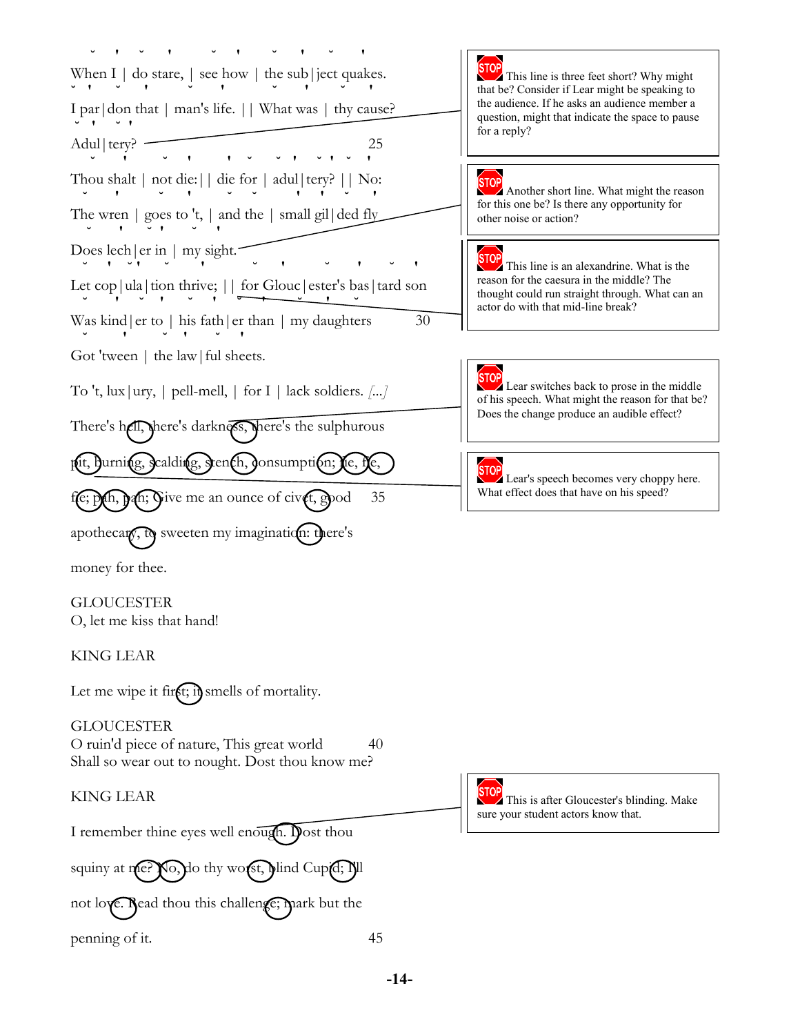When I | do stare, | see how | the sub|ject quakes.

I par|don that | man's life. | | What was | thy cause?

Adul|tery? 25

Thou shalt | not die:| | die for | adul|tery? | | No:

The wren | goes to 't, | and the | small gil|ded fly

Does lech|er in | my sight.

Let cop|ula|tion thrive; | | for Glouc|ester's bas|tard son

Was kind|er to | his fath|er than | my daughters 30

Got 'tween | the law|ful sheets.

To 't, lux|ury, | pell-mell, | for I | lack soldiers. *[...]*

There's hell, there's darkness, there's the sulphurous

pit, burning, scalding, stench, consumption; fie, fie,

fie; pah, pah; Give me an ounce of civet, good 35

apothecary, to sweeten my imagination: there's

money for thee.

GLOUCESTER
O, let me kiss that hand!

KING LEAR

Let me wipe it first; it smells of mortality.

GLOUCESTER
O ruin'd piece of nature, This great world 40
Shall so wear out to nought. Dost thou know me?

KING LEAR

I remember thine eyes well enough. Dost thou

squiny at me? No, do thy worst, blind Cupid; I'll

not love. Read thou this challenge; mark but the

penning of it. 45

---

STOP This line is three feet short? Why might that be? Consider if Lear might be speaking to the audience. If he asks an audience member a question, might that indicate the space to pause for a reply?

STOP Another short line. What might the reason for this one be? Is there any opportunity for other noise or action?

STOP This line is an alexandrine. What is the reason for the caesura in the middle? The thought could run straight through. What can an actor do with that mid-line break?

STOP Lear switches back to prose in the middle of his speech. What might the reason for that be? Does the change produce an audible effect?

STOP Lear's speech becomes very choppy here. What effect does that have on his speed?

STOP This is after Gloucester's blinding. Make sure your student actors know that.